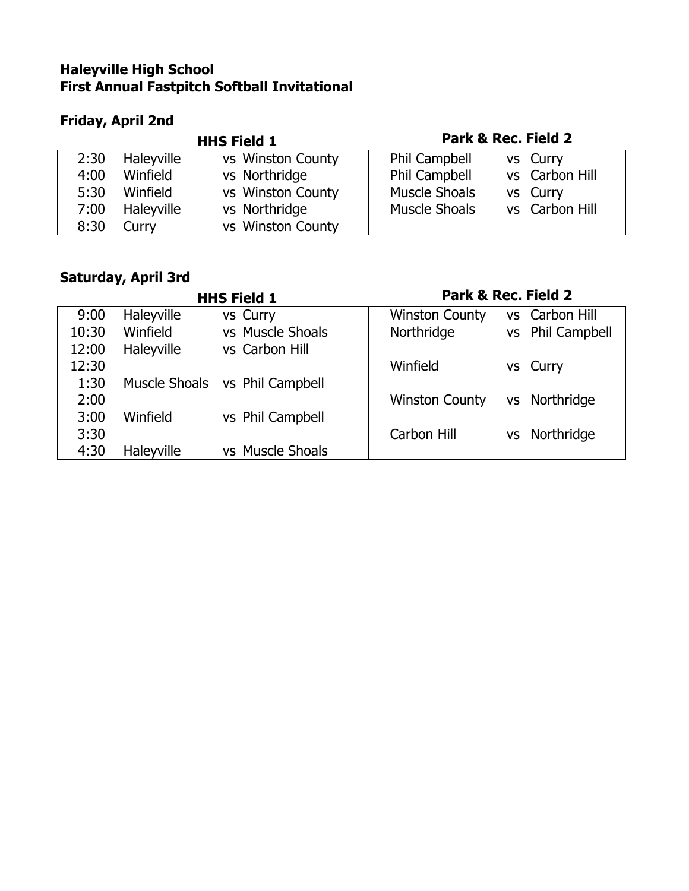**Haleyville High School**
**First Annual Fastpitch Softball Invitational**

## Friday, April 2nd

| Time | HHS Field 1 | | Park & Rec. Field 2 | |
|---|---|---|---|---|
| 2:30 | Haleyville | vs Winston County | Phil Campbell | vs Curry |
| 4:00 | Winfield | vs Northridge | Phil Campbell | vs Carbon Hill |
| 5:30 | Winfield | vs Winston County | Muscle Shoals | vs Curry |
| 7:00 | Haleyville | vs Northridge | Muscle Shoals | vs Carbon Hill |
| 8:30 | Curry | vs Winston County | | |

## Saturday, April 3rd

| Time | HHS Field 1 | | Park & Rec. Field 2 | |
|---|---|---|---|---|
| 9:00 | Haleyville | vs Curry | Winston County | vs Carbon Hill |
| 10:30 | Winfield | vs Muscle Shoals | Northridge | vs Phil Campbell |
| 12:00 | Haleyville | vs Carbon Hill | | |
| 12:30 | | | Winfield | vs Curry |
| 1:30 | Muscle Shoals | vs Phil Campbell | | |
| 2:00 | | | Winston County | vs Northridge |
| 3:00 | Winfield | vs Phil Campbell | | |
| 3:30 | | | Carbon Hill | vs Northridge |
| 4:30 | Haleyville | vs Muscle Shoals | | |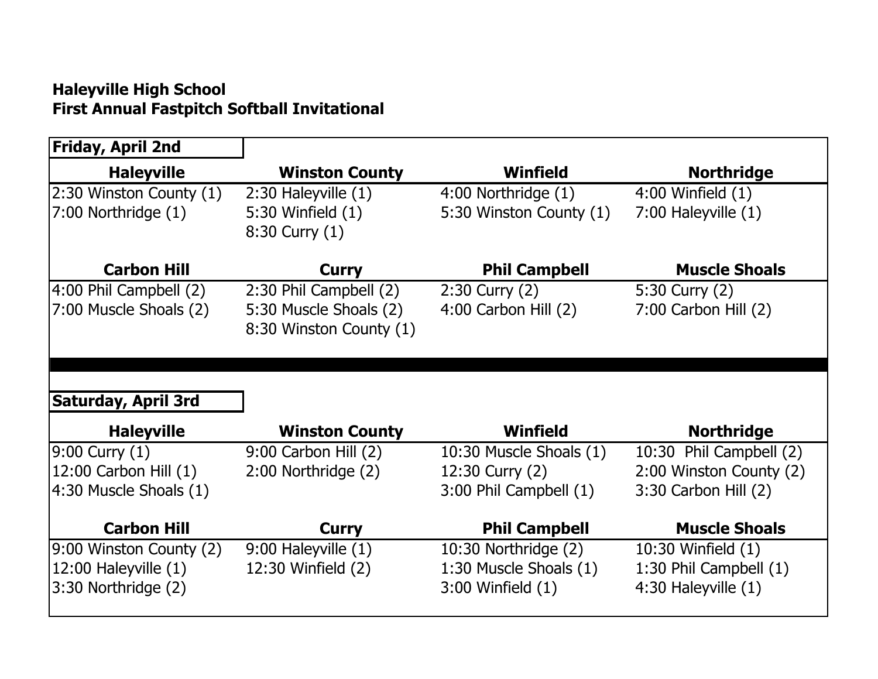**Haleyville High School**
**First Annual Fastpitch Softball Invitational**

**Friday, April 2nd**

| Haleyville | Winston County | Winfield | Northridge |
|---|---|---|---|
| 2:30 Winston County (1) | 2:30 Haleyville (1) | 4:00 Northridge (1) | 4:00 Winfield (1) |
| 7:00 Northridge (1) | 5:30 Winfield (1) | 5:30 Winston County (1) | 7:00 Haleyville (1) |
| | 8:30 Curry (1) | | |

| Carbon Hill | Curry | Phil Campbell | Muscle Shoals |
|---|---|---|---|
| 4:00 Phil Campbell (2) | 2:30 Phil Campbell (2) | 2:30 Curry (2) | 5:30 Curry (2) |
| 7:00 Muscle Shoals (2) | 5:30 Muscle Shoals (2) | 4:00 Carbon Hill (2) | 7:00 Carbon Hill (2) |
| | 8:30 Winston County (1) | | |

**Saturday, April 3rd**

| Haleyville | Winston County | Winfield | Northridge |
|---|---|---|---|
| 9:00 Curry (1) | 9:00 Carbon Hill (2) | 10:30 Muscle Shoals (1) | 10:30 Phil Campbell (2) |
| 12:00 Carbon Hill (1) | 2:00 Northridge (2) | 12:30 Curry (2) | 2:00 Winston County (2) |
| 4:30 Muscle Shoals (1) | | 3:00 Phil Campbell (1) | 3:30 Carbon Hill (2) |

| Carbon Hill | Curry | Phil Campbell | Muscle Shoals |
|---|---|---|---|
| 9:00 Winston County (2) | 9:00 Haleyville (1) | 10:30 Northridge (2) | 10:30 Winfield (1) |
| 12:00 Haleyville (1) | 12:30 Winfield (2) | 1:30 Muscle Shoals (1) | 1:30 Phil Campbell (1) |
| 3:30 Northridge (2) | | 3:00 Winfield (1) | 4:30 Haleyville (1) |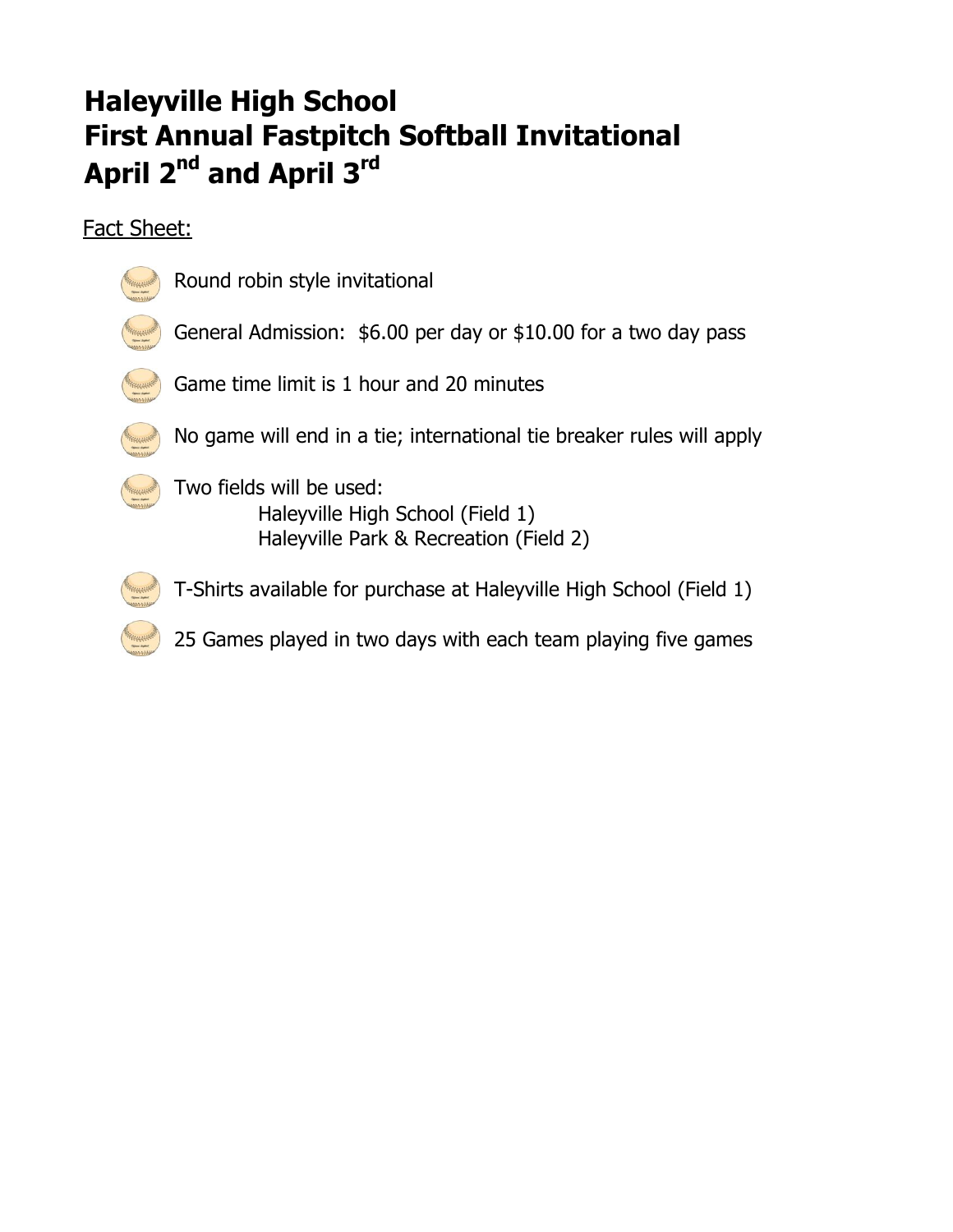# Haleyville High School
# First Annual Fastpitch Softball Invitational
# April 2nd and April 3rd

Fact Sheet:

- Round robin style invitational
- General Admission: $6.00 per day or $10.00 for a two day pass
- Game time limit is 1 hour and 20 minutes
- No game will end in a tie; international tie breaker rules will apply
- Two fields will be used:
  - Haleyville High School (Field 1)
  - Haleyville Park & Recreation (Field 2)
- T-Shirts available for purchase at Haleyville High School (Field 1)
- 25 Games played in two days with each team playing five games